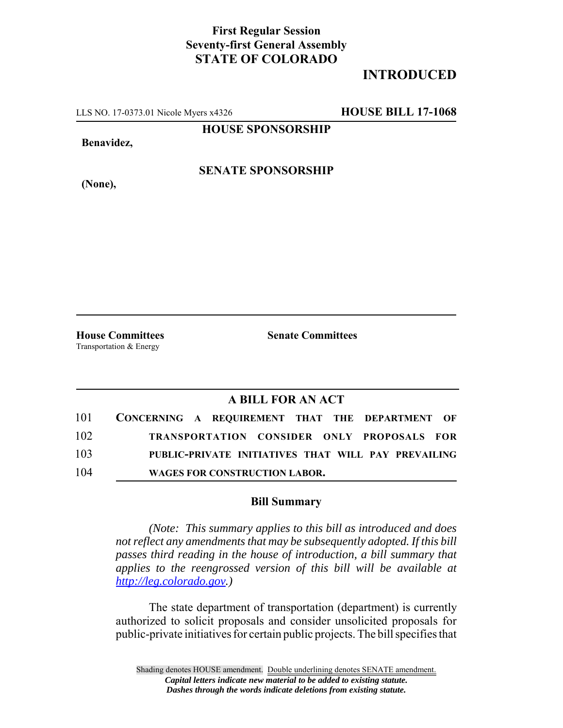**First Regular Session**
**Seventy-first General Assembly**
**STATE OF COLORADO**

**INTRODUCED**

LLS NO. 17-0373.01 Nicole Myers x4326 **HOUSE BILL 17-1068**

**HOUSE SPONSORSHIP**

**Benavidez,**

**SENATE SPONSORSHIP**

**(None),**

**House Committees**
Transportation & Energy

**Senate Committees**

## A BILL FOR AN ACT

101 **CONCERNING A REQUIREMENT THAT THE DEPARTMENT OF**
102 **TRANSPORTATION CONSIDER ONLY PROPOSALS FOR**
103 **PUBLIC-PRIVATE INITIATIVES THAT WILL PAY PREVAILING**
104 **WAGES FOR CONSTRUCTION LABOR.**

### Bill Summary

*(Note: This summary applies to this bill as introduced and does not reflect any amendments that may be subsequently adopted. If this bill passes third reading in the house of introduction, a bill summary that applies to the reengrossed version of this bill will be available at http://leg.colorado.gov.)*

The state department of transportation (department) is currently authorized to solicit proposals and consider unsolicited proposals for public-private initiatives for certain public projects. The bill specifies that

Shading denotes HOUSE amendment. Double underlining denotes SENATE amendment.
*Capital letters indicate new material to be added to existing statute.*
*Dashes through the words indicate deletions from existing statute.*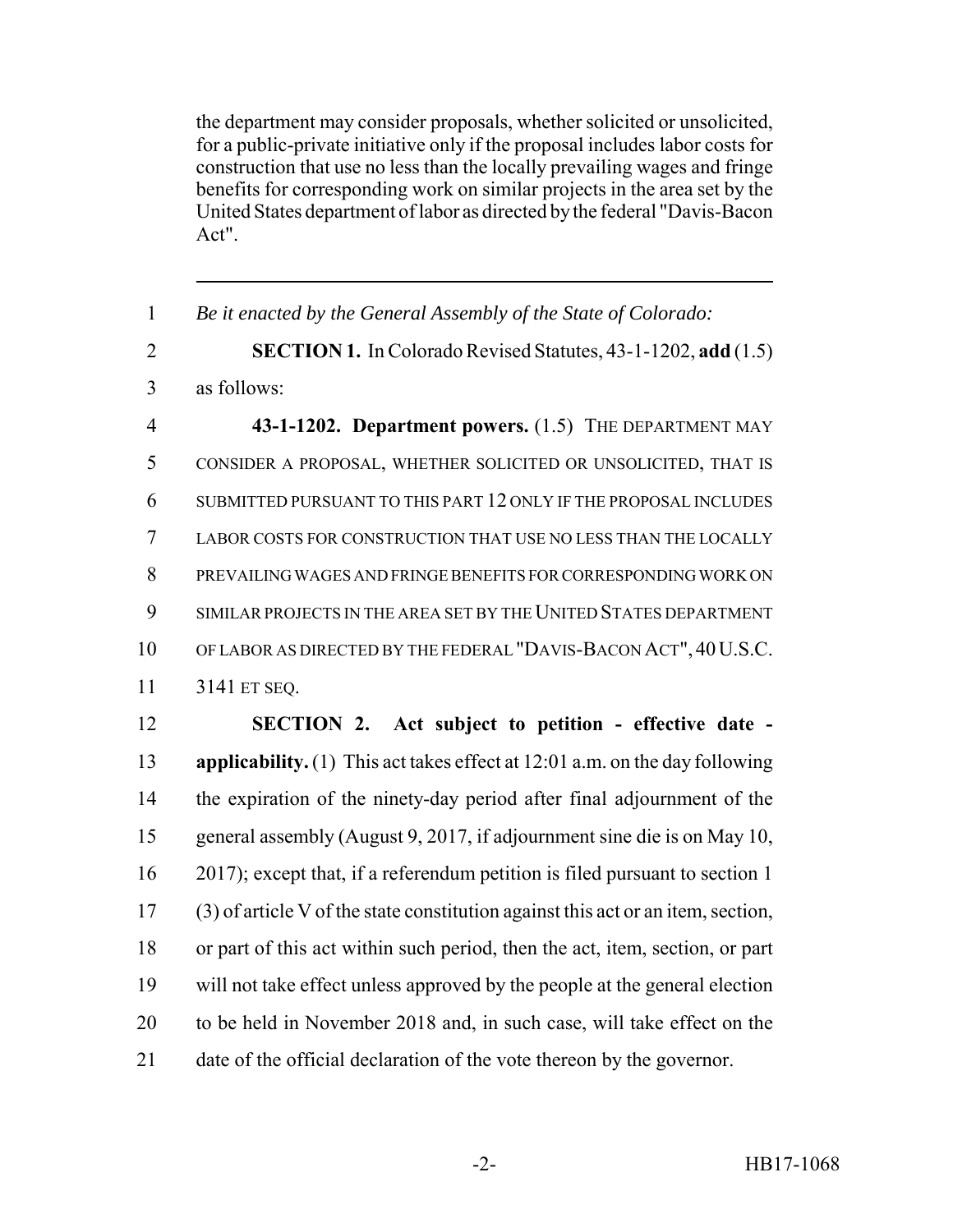the department may consider proposals, whether solicited or unsolicited, for a public-private initiative only if the proposal includes labor costs for construction that use no less than the locally prevailing wages and fringe benefits for corresponding work on similar projects in the area set by the United States department of labor as directed by the federal "Davis-Bacon Act".

---

1 *Be it enacted by the General Assembly of the State of Colorado:*

2 **SECTION 1.** In Colorado Revised Statutes, 43-1-1202, **add** (1.5)
3 as follows:

4 **43-1-1202. Department powers.** (1.5) THE DEPARTMENT MAY
5 CONSIDER A PROPOSAL, WHETHER SOLICITED OR UNSOLICITED, THAT IS
6 SUBMITTED PURSUANT TO THIS PART 12 ONLY IF THE PROPOSAL INCLUDES
7 LABOR COSTS FOR CONSTRUCTION THAT USE NO LESS THAN THE LOCALLY
8 PREVAILING WAGES AND FRINGE BENEFITS FOR CORRESPONDING WORK ON
9 SIMILAR PROJECTS IN THE AREA SET BY THE UNITED STATES DEPARTMENT
10 OF LABOR AS DIRECTED BY THE FEDERAL "DAVIS-BACON ACT", 40 U.S.C.
11 3141 ET SEQ.

12 **SECTION 2. Act subject to petition - effective date -**
13 **applicability.** (1) This act takes effect at 12:01 a.m. on the day following
14 the expiration of the ninety-day period after final adjournment of the
15 general assembly (August 9, 2017, if adjournment sine die is on May 10,
16 2017); except that, if a referendum petition is filed pursuant to section 1
17 (3) of article V of the state constitution against this act or an item, section,
18 or part of this act within such period, then the act, item, section, or part
19 will not take effect unless approved by the people at the general election
20 to be held in November 2018 and, in such case, will take effect on the
21 date of the official declaration of the vote thereon by the governor.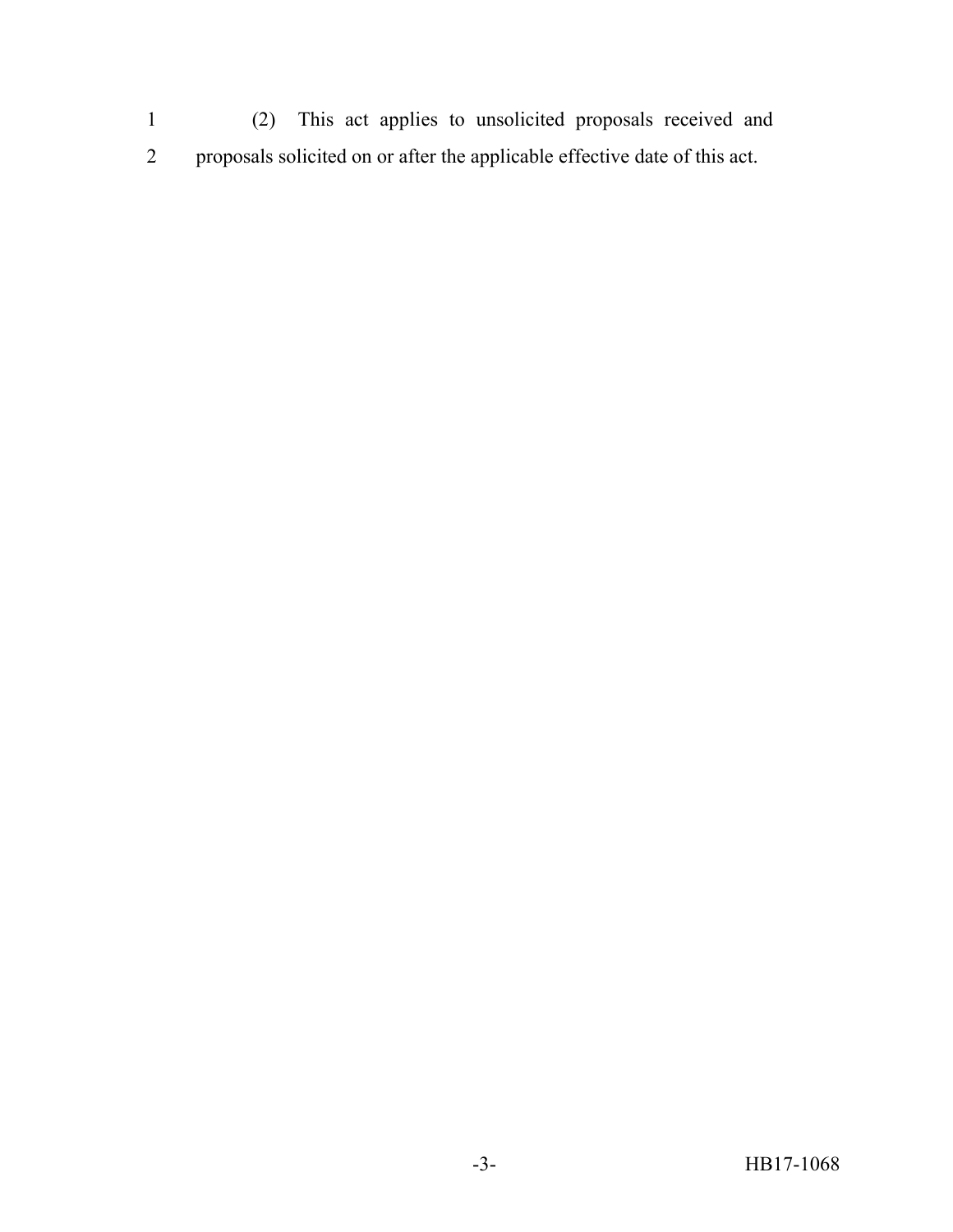(2) This act applies to unsolicited proposals received and proposals solicited on or after the applicable effective date of this act.